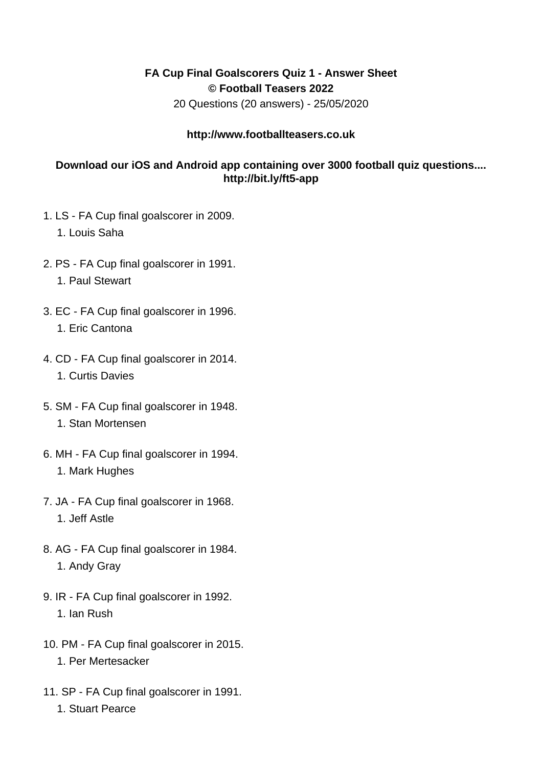**FA Cup Final Goalscorers Quiz 1 - Answer Sheet**
**© Football Teasers 2022**
20 Questions (20 answers) - 25/05/2020

**http://www.footballteasers.co.uk**

**Download our iOS and Android app containing over 3000 football quiz questions....**
**http://bit.ly/ft5-app**

1. LS - FA Cup final goalscorer in 2009.
    1. Louis Saha

2. PS - FA Cup final goalscorer in 1991.
    1. Paul Stewart

3. EC - FA Cup final goalscorer in 1996.
    1. Eric Cantona

4. CD - FA Cup final goalscorer in 2014.
    1. Curtis Davies

5. SM - FA Cup final goalscorer in 1948.
    1. Stan Mortensen

6. MH - FA Cup final goalscorer in 1994.
    1. Mark Hughes

7. JA - FA Cup final goalscorer in 1968.
    1. Jeff Astle

8. AG - FA Cup final goalscorer in 1984.
    1. Andy Gray

9. IR - FA Cup final goalscorer in 1992.
    1. Ian Rush

10. PM - FA Cup final goalscorer in 2015.
    1. Per Mertesacker

11. SP - FA Cup final goalscorer in 1991.
    1. Stuart Pearce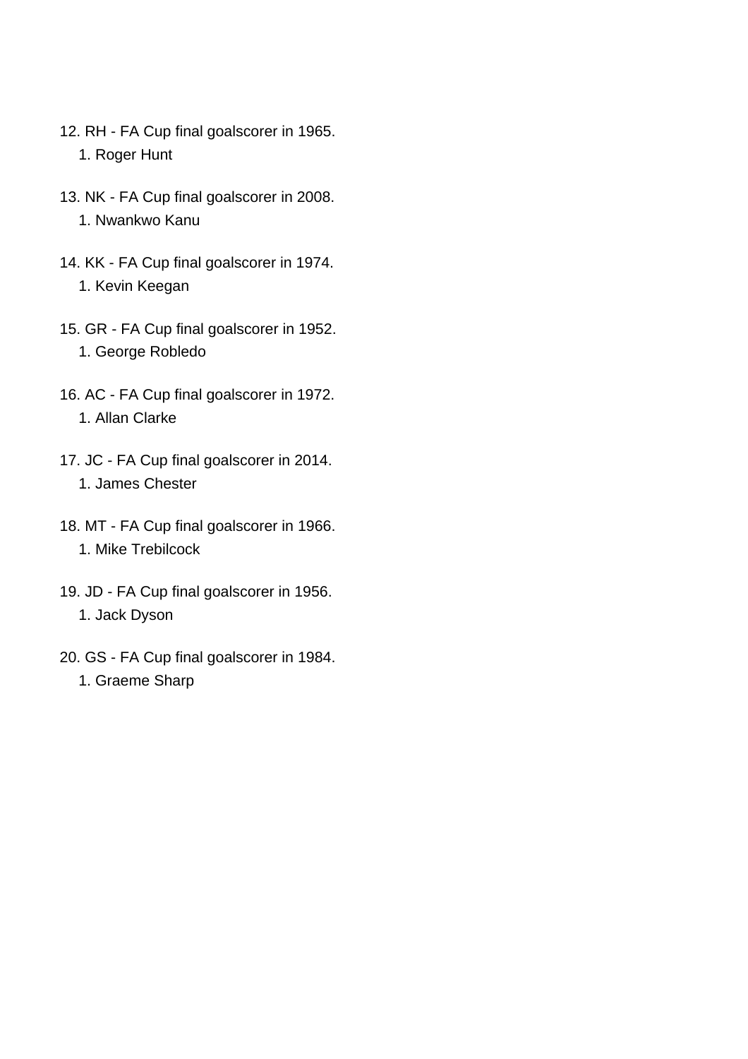12. RH - FA Cup final goalscorer in 1965.
    1. Roger Hunt

13. NK - FA Cup final goalscorer in 2008.
    1. Nwankwo Kanu

14. KK - FA Cup final goalscorer in 1974.
    1. Kevin Keegan

15. GR - FA Cup final goalscorer in 1952.
    1. George Robledo

16. AC - FA Cup final goalscorer in 1972.
    1. Allan Clarke

17. JC - FA Cup final goalscorer in 2014.
    1. James Chester

18. MT - FA Cup final goalscorer in 1966.
    1. Mike Trebilcock

19. JD - FA Cup final goalscorer in 1956.
    1. Jack Dyson

20. GS - FA Cup final goalscorer in 1984.
    1. Graeme Sharp